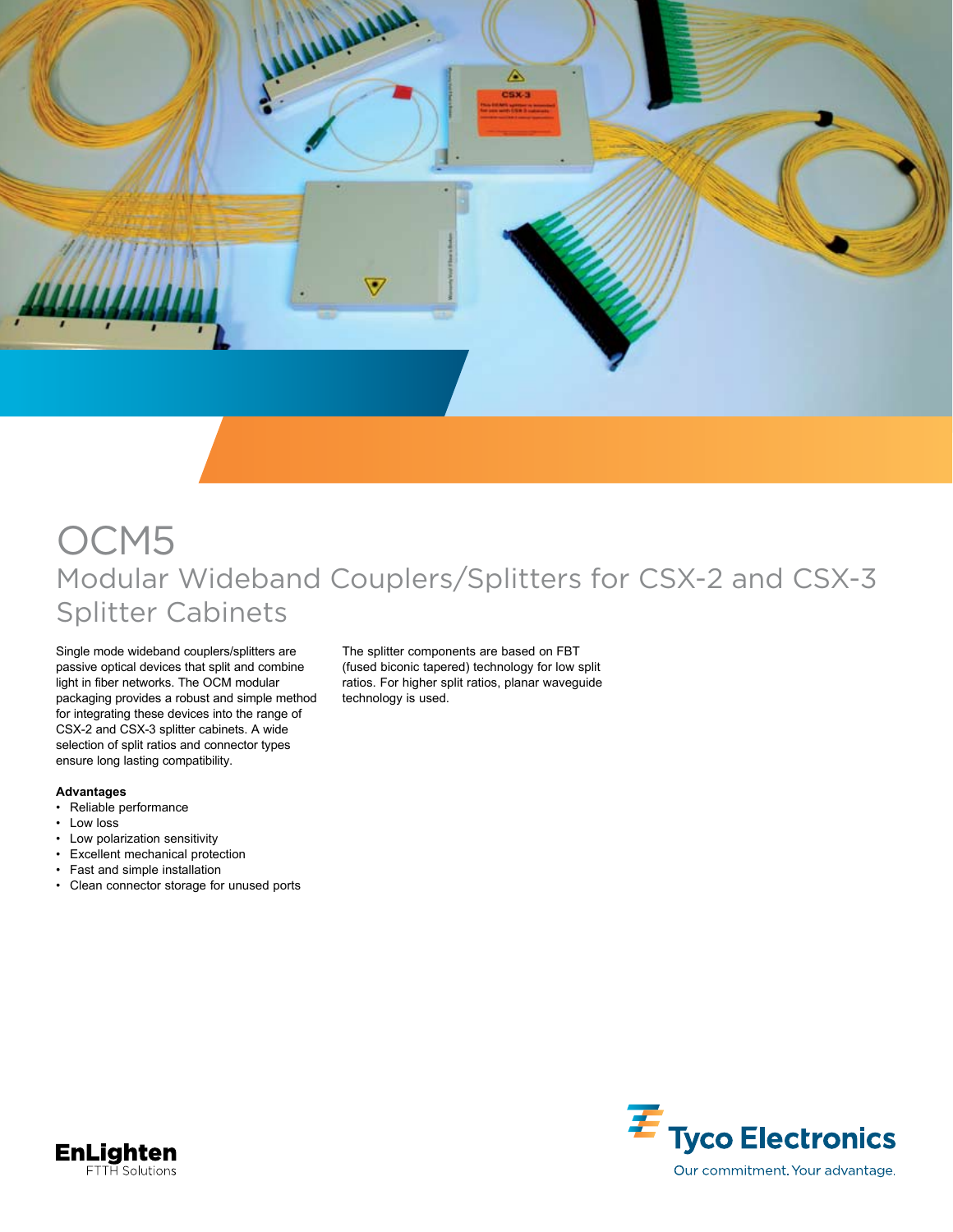# OCM5

## Modular Wideband Couplers/Splitters for CSX-2 and CSX-3 Splitter Cabinets

Single mode wideband couplers/splitters are passive optical devices that split and combine light in fiber networks. The OCM modular packaging provides a robust and simple method for integrating these devices into the range of CSX-2 and CSX-3 splitter cabinets. A wide selection of split ratios and connector types ensure long lasting compatibility.

**Advantages**

- Reliable performance
- Low loss
- Low polarization sensitivity
- Excellent mechanical protection
- Fast and simple installation
- Clean connector storage for unused ports

The splitter components are based on FBT (fused biconic tapered) technology for low split ratios. For higher split ratios, planar waveguide technology is used.

**EnLighten**
FTTH Solutions

**Tyco Electronics**
Our commitment. Your advantage.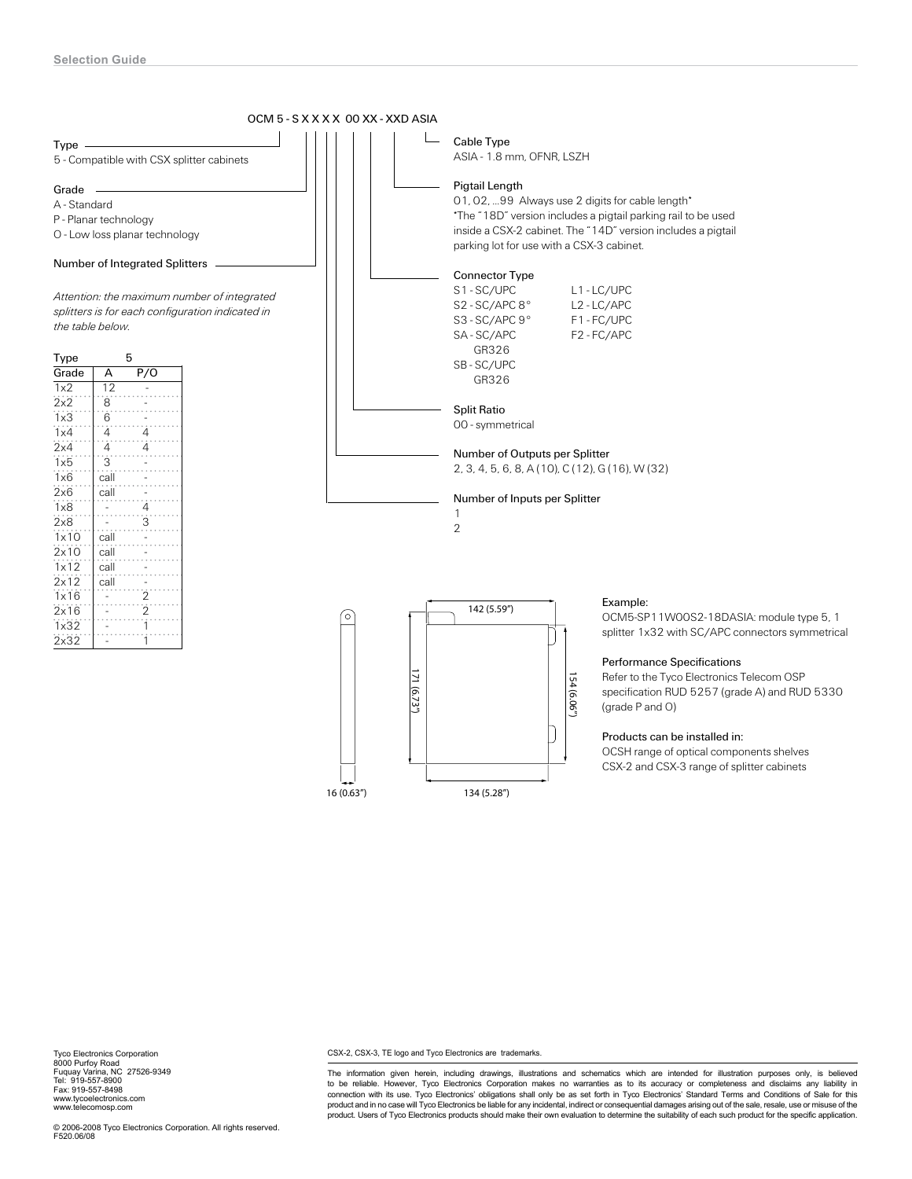OCM 5 - S X X X X 00 XX - XXD ASIA

**Type**
5 - Compatible with CSX splitter cabinets

**Grade**
A - Standard
P - Planar technology
O - Low loss planar technology

**Number of Integrated Splitters**

*Attention: the maximum number of integrated splitters is for each configuration indicated in the table below.*

| Type | 5 | |
|---|---|---|
| Grade | A | P/O |
| 1x2 | 12 | - |
| 2x2 | 8 | - |
| 1x3 | 6 | - |
| 1x4 | 4 | 4 |
| 2x4 | 4 | 4 |
| 1x5 | 3 | - |
| 1x6 | call | - |
| 2x6 | call | - |
| 1x8 | - | 4 |
| 2x8 | - | 3 |
| 1x10 | call | - |
| 2x10 | call | - |
| 1x12 | call | - |
| 2x12 | call | - |
| 1x16 | - | 2 |
| 2x16 | - | 2 |
| 1x32 | - | 1 |
| 2x32 | - | 1 |

**Cable Type**
ASIA - 1.8 mm, OFNR, LSZH

**Pigtail Length**
01, 02, ...99 Always use 2 digits for cable length*
*The "18D" version includes a pigtail parking rail to be used inside a CSX-2 cabinet. The "14D" version includes a pigtail parking lot for use with a CSX-3 cabinet.

**Connector Type**
S1 - SC/UPC
S2 - SC/APC 8°
S3 - SC/APC 9°
SA - SC/APC GR326
SB - SC/UPC GR326
L1 - LC/UPC
L2 - LC/APC
F1 - FC/UPC
F2 - FC/APC

**Split Ratio**
00 - symmetrical

**Number of Outputs per Splitter**
2, 3, 4, 5, 6, 8, A (10), C (12), G (16), W (32)

**Number of Inputs per Splitter**
1
2

142 (5.59")
171 (6.73")
154 (6.06")
16 (0.63")
134 (5.28")

**Example:**
OCM5-SP11W00S2-18DASIA: module type 5, 1 splitter 1x32 with SC/APC connectors symmetrical

**Performance Specifications**
Refer to the Tyco Electronics Telecom OSP specification RUD 5257 (grade A) and RUD 5330 (grade P and O)

**Products can be installed in:**
OCSH range of optical components shelves
CSX-2 and CSX-3 range of splitter cabinets

Tyco Electronics Corporation
8000 Purfoy Road
Fuquay Varina, NC 27526-9349
Tel: 919-557-8900
Fax: 919-557-8498
www.tycoelectronics.com
www.telecomosp.com

© 2006-2008 Tyco Electronics Corporation. All rights reserved.
F520.06/08

CSX-2, CSX-3, TE logo and Tyco Electronics are trademarks.

The information given herein, including drawings, illustrations and schematics which are intended for illustration purposes only, is believed to be reliable. However, Tyco Electronics Corporation makes no warranties as to its accuracy or completeness and disclaims any liability in connection with its use. Tyco Electronics' obligations shall only be as set forth in Tyco Electronics' Standard Terms and Conditions of Sale for this product and in no case will Tyco Electronics be liable for any incidental, indirect or consequential damages arising out of the sale, resale, use or misuse of the product. Users of Tyco Electronics products should make their own evaluation to determine the suitability of each such product for the specific application.